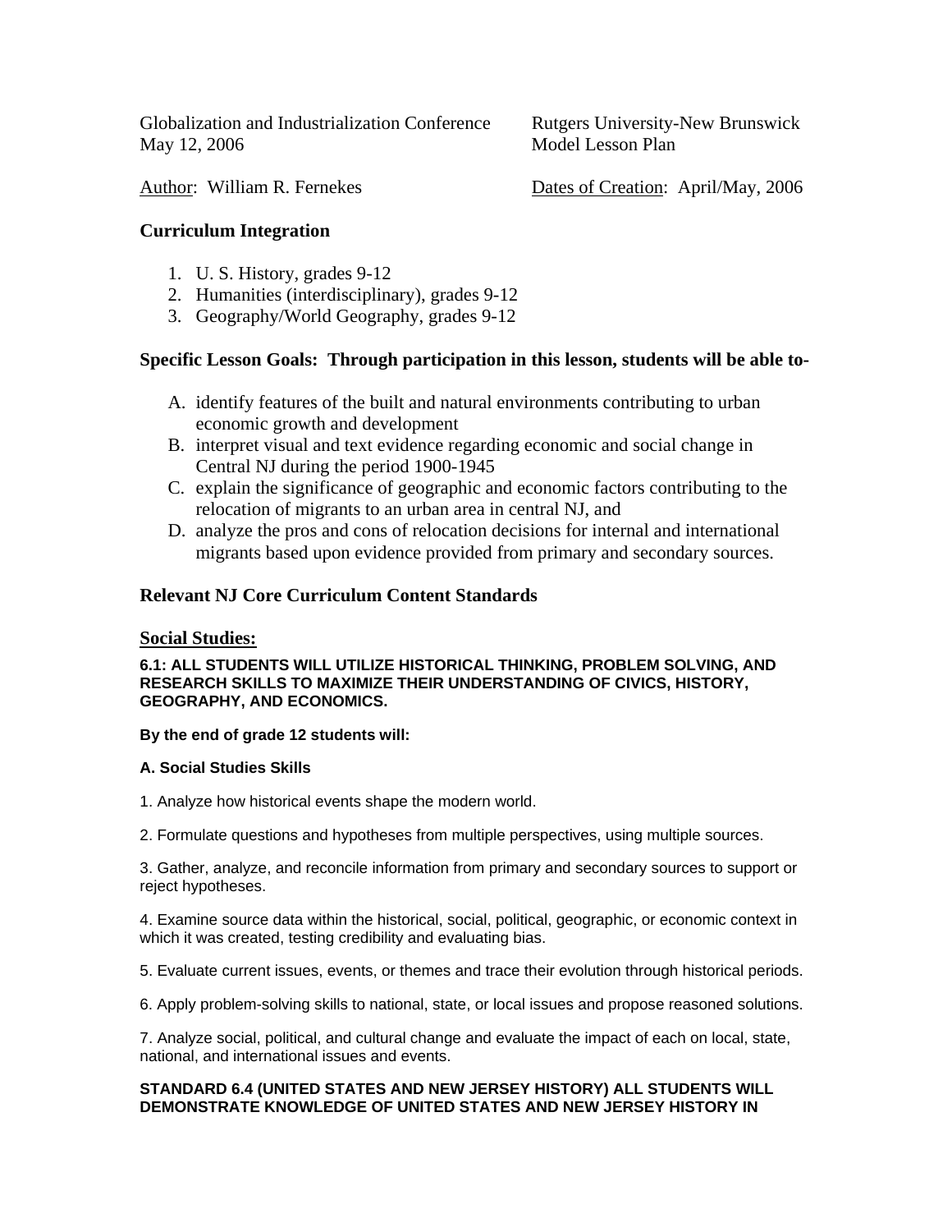Globalization and Industrialization Conference
May 12, 2006

Rutgers University-New Brunswick
Model Lesson Plan

Author: William R. Fernekes

Dates of Creation: April/May, 2006

## Curriculum Integration

1. U. S. History, grades 9-12
2. Humanities (interdisciplinary), grades 9-12
3. Geography/World Geography, grades 9-12

## Specific Lesson Goals: Through participation in this lesson, students will be able to-

A. identify features of the built and natural environments contributing to urban economic growth and development
B. interpret visual and text evidence regarding economic and social change in Central NJ during the period 1900-1945
C. explain the significance of geographic and economic factors contributing to the relocation of migrants to an urban area in central NJ, and
D. analyze the pros and cons of relocation decisions for internal and international migrants based upon evidence provided from primary and secondary sources.

## Relevant NJ Core Curriculum Content Standards

### Social Studies:

**6.1: ALL STUDENTS WILL UTILIZE HISTORICAL THINKING, PROBLEM SOLVING, AND RESEARCH SKILLS TO MAXIMIZE THEIR UNDERSTANDING OF CIVICS, HISTORY, GEOGRAPHY, AND ECONOMICS.**

**By the end of grade 12 students will:**

**A. Social Studies Skills**

1. Analyze how historical events shape the modern world.

2. Formulate questions and hypotheses from multiple perspectives, using multiple sources.

3. Gather, analyze, and reconcile information from primary and secondary sources to support or reject hypotheses.

4. Examine source data within the historical, social, political, geographic, or economic context in which it was created, testing credibility and evaluating bias.

5. Evaluate current issues, events, or themes and trace their evolution through historical periods.

6. Apply problem-solving skills to national, state, or local issues and propose reasoned solutions.

7. Analyze social, political, and cultural change and evaluate the impact of each on local, state, national, and international issues and events.

**STANDARD 6.4 (UNITED STATES AND NEW JERSEY HISTORY) ALL STUDENTS WILL DEMONSTRATE KNOWLEDGE OF UNITED STATES AND NEW JERSEY HISTORY IN**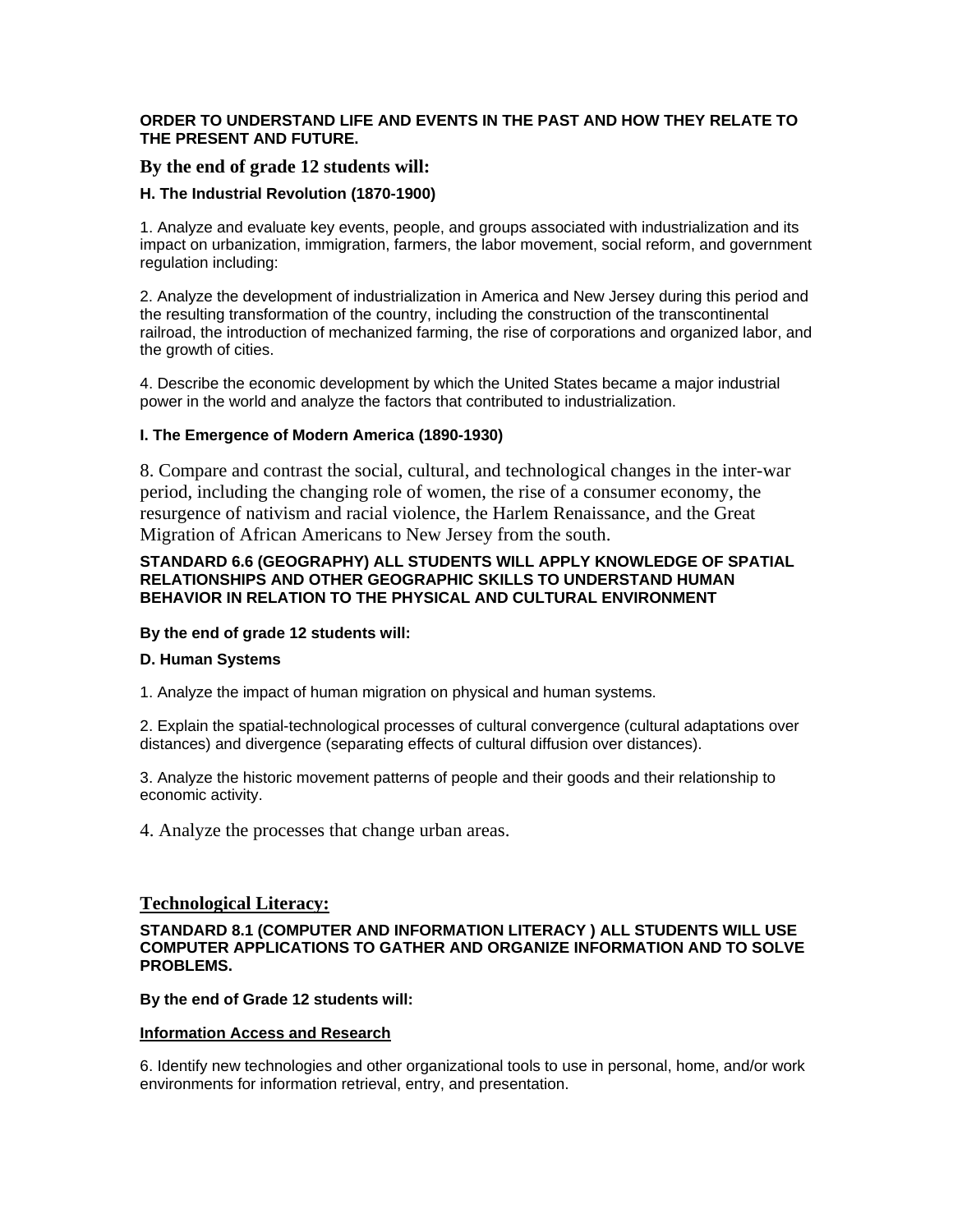**ORDER TO UNDERSTAND LIFE AND EVENTS IN THE PAST AND HOW THEY RELATE TO THE PRESENT AND FUTURE.**

### By the end of grade 12 students will:

**H. The Industrial Revolution (1870-1900)**

1. Analyze and evaluate key events, people, and groups associated with industrialization and its impact on urbanization, immigration, farmers, the labor movement, social reform, and government regulation including:

2. Analyze the development of industrialization in America and New Jersey during this period and the resulting transformation of the country, including the construction of the transcontinental railroad, the introduction of mechanized farming, the rise of corporations and organized labor, and the growth of cities.

4. Describe the economic development by which the United States became a major industrial power in the world and analyze the factors that contributed to industrialization.

**I. The Emergence of Modern America (1890-1930)**

8. Compare and contrast the social, cultural, and technological changes in the inter-war period, including the changing role of women, the rise of a consumer economy, the resurgence of nativism and racial violence, the Harlem Renaissance, and the Great Migration of African Americans to New Jersey from the south.

**STANDARD 6.6 (GEOGRAPHY) ALL STUDENTS WILL APPLY KNOWLEDGE OF SPATIAL RELATIONSHIPS AND OTHER GEOGRAPHIC SKILLS TO UNDERSTAND HUMAN BEHAVIOR IN RELATION TO THE PHYSICAL AND CULTURAL ENVIRONMENT**

**By the end of grade 12 students will:**

**D. Human Systems**

1. Analyze the impact of human migration on physical and human systems.

2. Explain the spatial-technological processes of cultural convergence (cultural adaptations over distances) and divergence (separating effects of cultural diffusion over distances).

3. Analyze the historic movement patterns of people and their goods and their relationship to economic activity.

4. Analyze the processes that change urban areas.

## Technological Literacy:

**STANDARD 8.1 (COMPUTER AND INFORMATION LITERACY ) ALL STUDENTS WILL USE COMPUTER APPLICATIONS TO GATHER AND ORGANIZE INFORMATION AND TO SOLVE PROBLEMS.**

**By the end of Grade 12 students will:**

**Information Access and Research**

6. Identify new technologies and other organizational tools to use in personal, home, and/or work environments for information retrieval, entry, and presentation.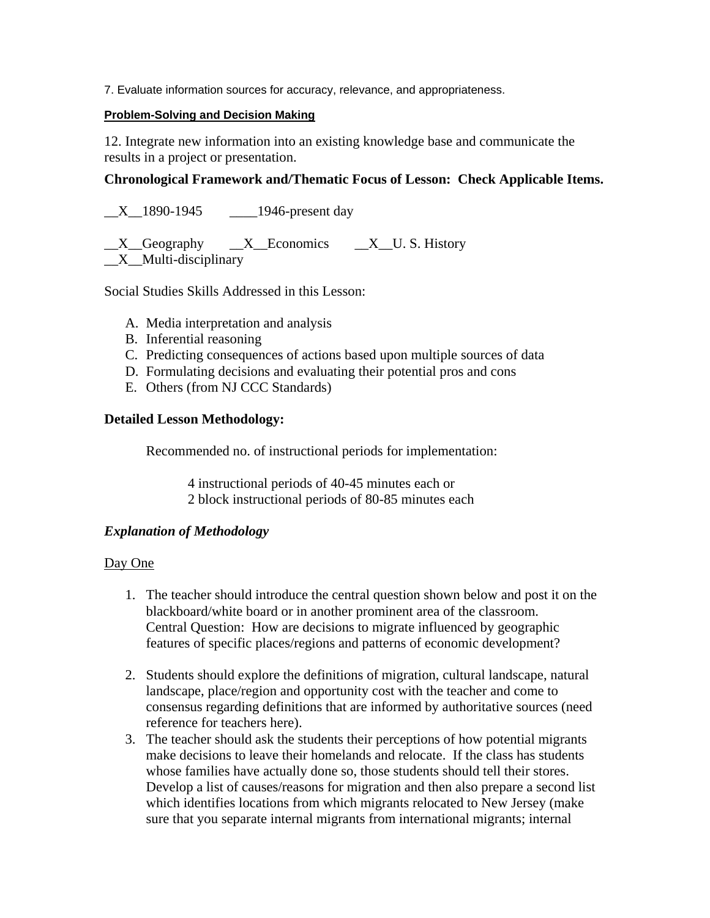7. Evaluate information sources for accuracy, relevance, and appropriateness.

**Problem-Solving and Decision Making**

12. Integrate new information into an existing knowledge base and communicate the results in a project or presentation.

**Chronological Framework and/Thematic Focus of Lesson: Check Applicable Items.**

__X__1890-1945 ____1946-present day

__X__Geography __X__Economics __X__U. S. History
__X__Multi-disciplinary

Social Studies Skills Addressed in this Lesson:

A. Media interpretation and analysis
B. Inferential reasoning
C. Predicting consequences of actions based upon multiple sources of data
D. Formulating decisions and evaluating their potential pros and cons
E. Others (from NJ CCC Standards)

**Detailed Lesson Methodology:**

Recommended no. of instructional periods for implementation:

4 instructional periods of 40-45 minutes each or
2 block instructional periods of 80-85 minutes each

***Explanation of Methodology***

Day One

1. The teacher should introduce the central question shown below and post it on the blackboard/white board or in another prominent area of the classroom.
   Central Question: How are decisions to migrate influenced by geographic features of specific places/regions and patterns of economic development?

2. Students should explore the definitions of migration, cultural landscape, natural landscape, place/region and opportunity cost with the teacher and come to consensus regarding definitions that are informed by authoritative sources (need reference for teachers here).
3. The teacher should ask the students their perceptions of how potential migrants make decisions to leave their homelands and relocate. If the class has students whose families have actually done so, those students should tell their stores. Develop a list of causes/reasons for migration and then also prepare a second list which identifies locations from which migrants relocated to New Jersey (make sure that you separate internal migrants from international migrants; internal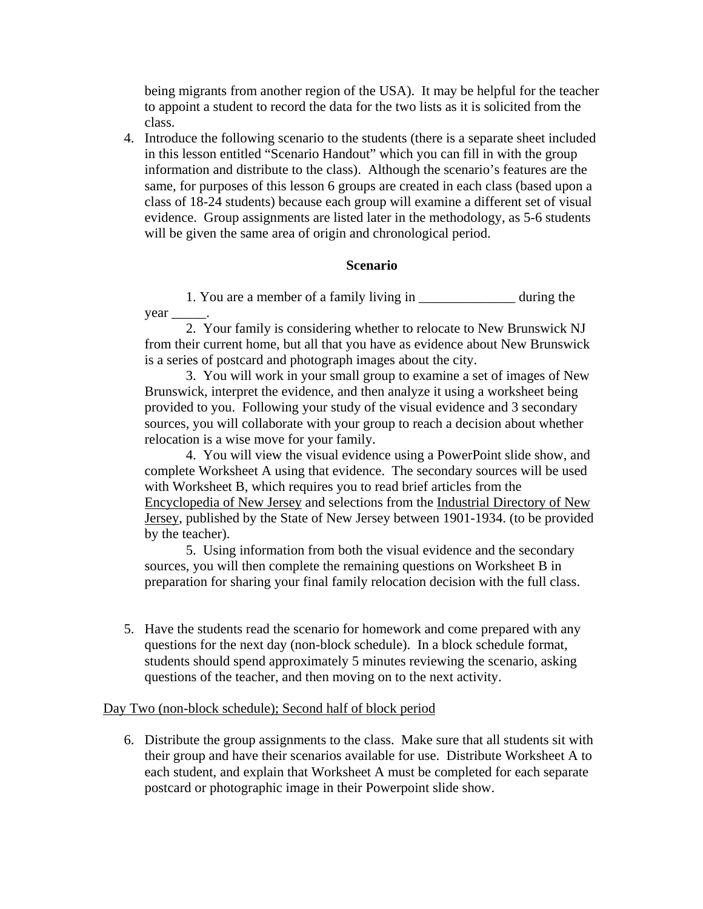being migrants from another region of the USA). It may be helpful for the teacher to appoint a student to record the data for the two lists as it is solicited from the class.

4. Introduce the following scenario to the students (there is a separate sheet included in this lesson entitled "Scenario Handout" which you can fill in with the group information and distribute to the class). Although the scenario's features are the same, for purposes of this lesson 6 groups are created in each class (based upon a class of 18-24 students) because each group will examine a different set of visual evidence. Group assignments are listed later in the methodology, as 5-6 students will be given the same area of origin and chronological period.

**Scenario**

1. You are a member of a family living in ______________ during the year _____.

2. Your family is considering whether to relocate to New Brunswick NJ from their current home, but all that you have as evidence about New Brunswick is a series of postcard and photograph images about the city.

3. You will work in your small group to examine a set of images of New Brunswick, interpret the evidence, and then analyze it using a worksheet being provided to you. Following your study of the visual evidence and 3 secondary sources, you will collaborate with your group to reach a decision about whether relocation is a wise move for your family.

4. You will view the visual evidence using a PowerPoint slide show, and complete Worksheet A using that evidence. The secondary sources will be used with Worksheet B, which requires you to read brief articles from the Encyclopedia of New Jersey and selections from the Industrial Directory of New Jersey, published by the State of New Jersey between 1901-1934. (to be provided by the teacher).

5. Using information from both the visual evidence and the secondary sources, you will then complete the remaining questions on Worksheet B in preparation for sharing your final family relocation decision with the full class.

5. Have the students read the scenario for homework and come prepared with any questions for the next day (non-block schedule). In a block schedule format, students should spend approximately 5 minutes reviewing the scenario, asking questions of the teacher, and then moving on to the next activity.

Day Two (non-block schedule); Second half of block period

6. Distribute the group assignments to the class. Make sure that all students sit with their group and have their scenarios available for use. Distribute Worksheet A to each student, and explain that Worksheet A must be completed for each separate postcard or photographic image in their Powerpoint slide show.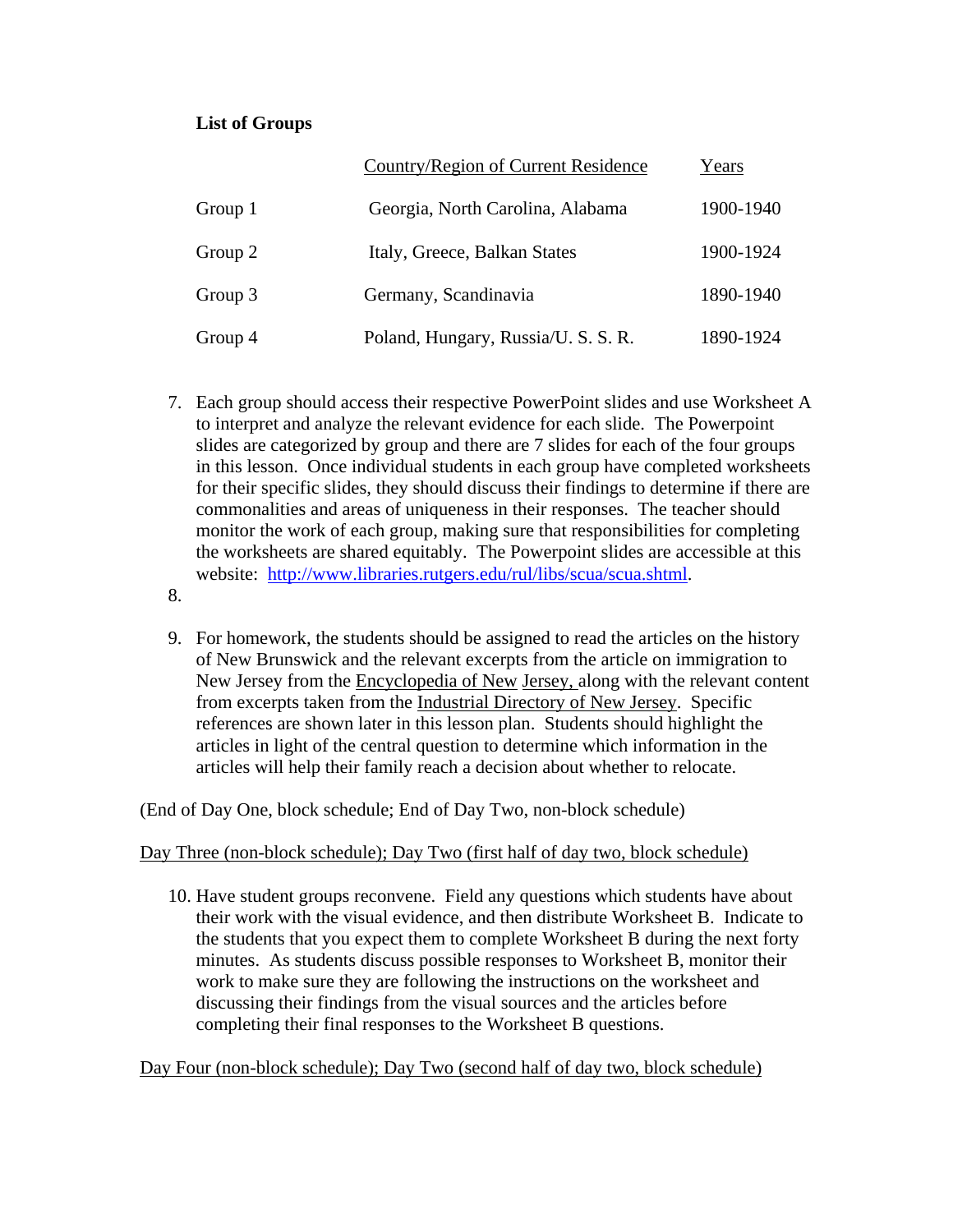**List of Groups**

| | Country/Region of Current Residence | Years |
|---|---|---|
| Group 1 | Georgia, North Carolina, Alabama | 1900-1940 |
| Group 2 | Italy, Greece, Balkan States | 1900-1924 |
| Group 3 | Germany, Scandinavia | 1890-1940 |
| Group 4 | Poland, Hungary, Russia/U. S. S. R. | 1890-1924 |

7. Each group should access their respective PowerPoint slides and use Worksheet A to interpret and analyze the relevant evidence for each slide. The Powerpoint slides are categorized by group and there are 7 slides for each of the four groups in this lesson. Once individual students in each group have completed worksheets for their specific slides, they should discuss their findings to determine if there are commonalities and areas of uniqueness in their responses. The teacher should monitor the work of each group, making sure that responsibilities for completing the worksheets are shared equitably. The Powerpoint slides are accessible at this website: http://www.libraries.rutgers.edu/rul/libs/scua/scua.shtml.
8.
9. For homework, the students should be assigned to read the articles on the history of New Brunswick and the relevant excerpts from the article on immigration to New Jersey from the Encyclopedia of New Jersey, along with the relevant content from excerpts taken from the Industrial Directory of New Jersey. Specific references are shown later in this lesson plan. Students should highlight the articles in light of the central question to determine which information in the articles will help their family reach a decision about whether to relocate.

(End of Day One, block schedule; End of Day Two, non-block schedule)

Day Three (non-block schedule); Day Two (first half of day two, block schedule)

10. Have student groups reconvene. Field any questions which students have about their work with the visual evidence, and then distribute Worksheet B. Indicate to the students that you expect them to complete Worksheet B during the next forty minutes. As students discuss possible responses to Worksheet B, monitor their work to make sure they are following the instructions on the worksheet and discussing their findings from the visual sources and the articles before completing their final responses to the Worksheet B questions.

Day Four (non-block schedule); Day Two (second half of day two, block schedule)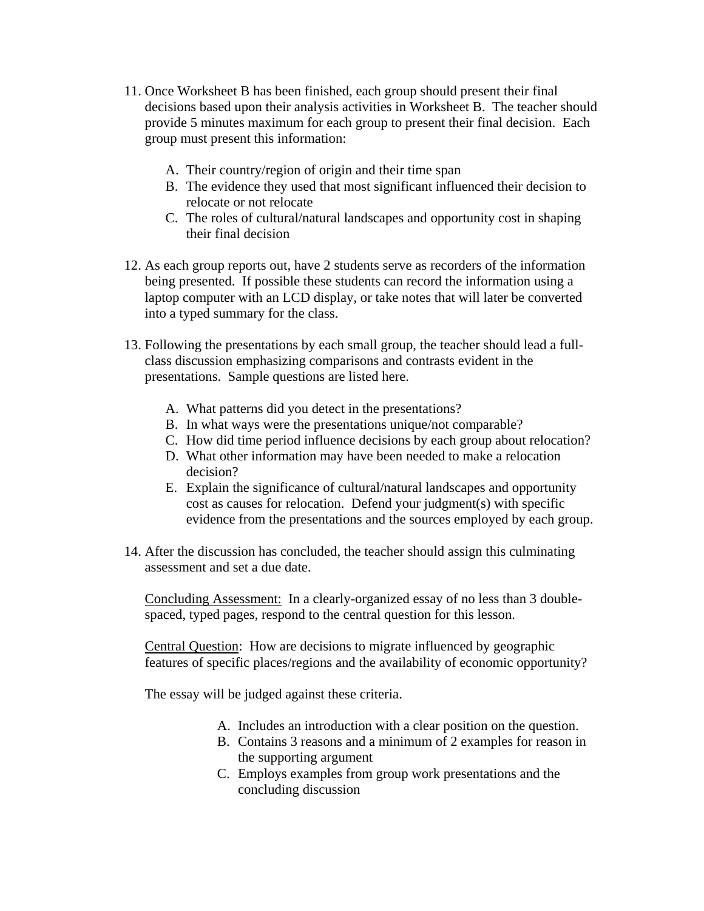11. Once Worksheet B has been finished, each group should present their final decisions based upon their analysis activities in Worksheet B. The teacher should provide 5 minutes maximum for each group to present their final decision. Each group must present this information:

    A. Their country/region of origin and their time span
    B. The evidence they used that most significant influenced their decision to relocate or not relocate
    C. The roles of cultural/natural landscapes and opportunity cost in shaping their final decision

12. As each group reports out, have 2 students serve as recorders of the information being presented. If possible these students can record the information using a laptop computer with an LCD display, or take notes that will later be converted into a typed summary for the class.

13. Following the presentations by each small group, the teacher should lead a full-class discussion emphasizing comparisons and contrasts evident in the presentations. Sample questions are listed here.

    A. What patterns did you detect in the presentations?
    B. In what ways were the presentations unique/not comparable?
    C. How did time period influence decisions by each group about relocation?
    D. What other information may have been needed to make a relocation decision?
    E. Explain the significance of cultural/natural landscapes and opportunity cost as causes for relocation. Defend your judgment(s) with specific evidence from the presentations and the sources employed by each group.

14. After the discussion has concluded, the teacher should assign this culminating assessment and set a due date.

    <u>Concluding Assessment:</u> In a clearly-organized essay of no less than 3 double-spaced, typed pages, respond to the central question for this lesson.

    <u>Central Question</u>: How are decisions to migrate influenced by geographic features of specific places/regions and the availability of economic opportunity?

    The essay will be judged against these criteria.

    A. Includes an introduction with a clear position on the question.
    B. Contains 3 reasons and a minimum of 2 examples for reason in the supporting argument
    C. Employs examples from group work presentations and the concluding discussion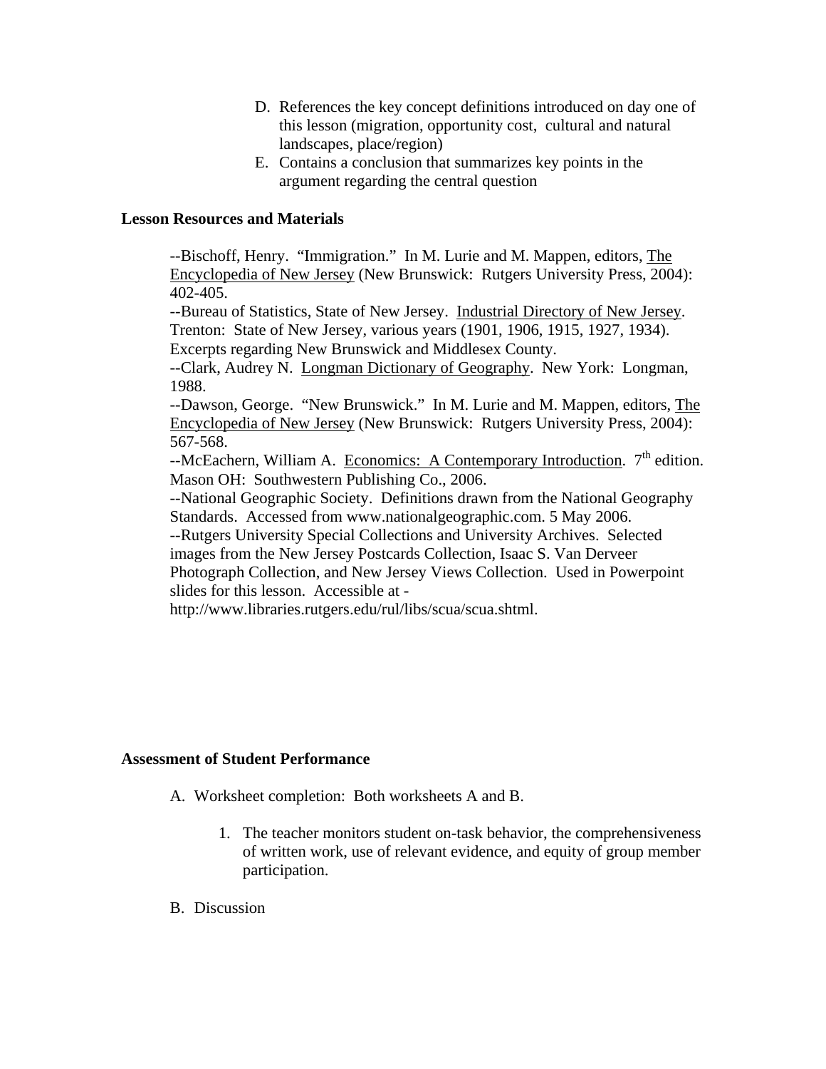D. References the key concept definitions introduced on day one of this lesson (migration, opportunity cost, cultural and natural landscapes, place/region)

E. Contains a conclusion that summarizes key points in the argument regarding the central question

**Lesson Resources and Materials**

--Bischoff, Henry. "Immigration." In M. Lurie and M. Mappen, editors, The Encyclopedia of New Jersey (New Brunswick: Rutgers University Press, 2004): 402-405.

--Bureau of Statistics, State of New Jersey. Industrial Directory of New Jersey. Trenton: State of New Jersey, various years (1901, 1906, 1915, 1927, 1934). Excerpts regarding New Brunswick and Middlesex County.

--Clark, Audrey N. Longman Dictionary of Geography. New York: Longman, 1988.

--Dawson, George. "New Brunswick." In M. Lurie and M. Mappen, editors, The Encyclopedia of New Jersey (New Brunswick: Rutgers University Press, 2004): 567-568.

--McEachern, William A. Economics: A Contemporary Introduction. 7th edition. Mason OH: Southwestern Publishing Co., 2006.

--National Geographic Society. Definitions drawn from the National Geography Standards. Accessed from www.nationalgeographic.com. 5 May 2006.

--Rutgers University Special Collections and University Archives. Selected images from the New Jersey Postcards Collection, Isaac S. Van Derveer Photograph Collection, and New Jersey Views Collection. Used in Powerpoint slides for this lesson. Accessible at - http://www.libraries.rutgers.edu/rul/libs/scua/scua.shtml.

**Assessment of Student Performance**

A. Worksheet completion: Both worksheets A and B.

   1. The teacher monitors student on-task behavior, the comprehensiveness of written work, use of relevant evidence, and equity of group member participation.

B. Discussion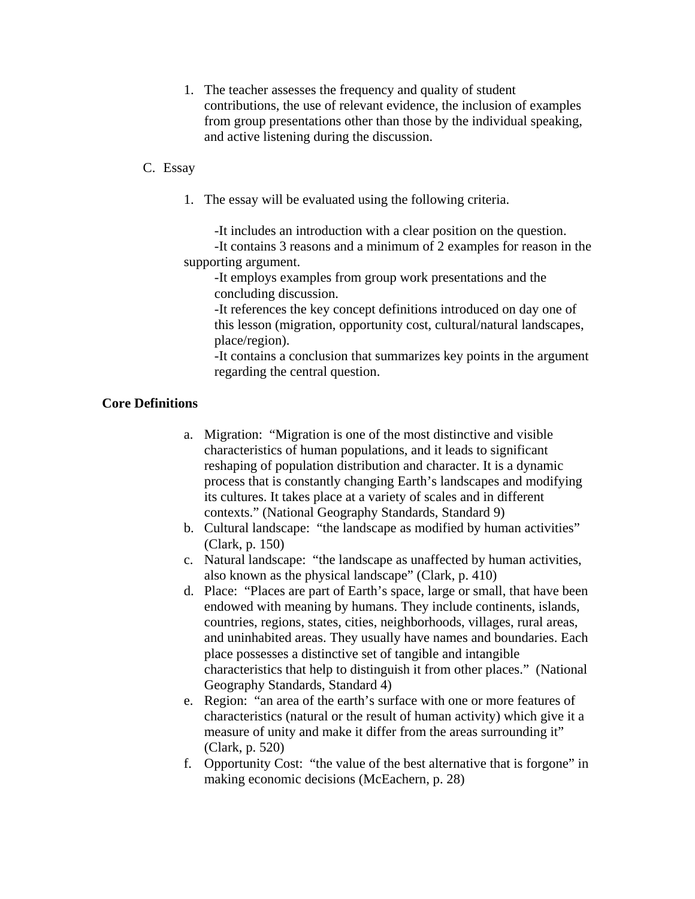1. The teacher assesses the frequency and quality of student contributions, the use of relevant evidence, the inclusion of examples from group presentations other than those by the individual speaking, and active listening during the discussion.

C. Essay

1. The essay will be evaluated using the following criteria.

   -It includes an introduction with a clear position on the question.
   -It contains 3 reasons and a minimum of 2 examples for reason in the supporting argument.
   -It employs examples from group work presentations and the concluding discussion.
   -It references the key concept definitions introduced on day one of this lesson (migration, opportunity cost, cultural/natural landscapes, place/region).
   -It contains a conclusion that summarizes key points in the argument regarding the central question.

**Core Definitions**

a. Migration: "Migration is one of the most distinctive and visible characteristics of human populations, and it leads to significant reshaping of population distribution and character. It is a dynamic process that is constantly changing Earth's landscapes and modifying its cultures. It takes place at a variety of scales and in different contexts." (National Geography Standards, Standard 9)
b. Cultural landscape: "the landscape as modified by human activities" (Clark, p. 150)
c. Natural landscape: "the landscape as unaffected by human activities, also known as the physical landscape" (Clark, p. 410)
d. Place: "Places are part of Earth's space, large or small, that have been endowed with meaning by humans. They include continents, islands, countries, regions, states, cities, neighborhoods, villages, rural areas, and uninhabited areas. They usually have names and boundaries. Each place possesses a distinctive set of tangible and intangible characteristics that help to distinguish it from other places." (National Geography Standards, Standard 4)
e. Region: "an area of the earth's surface with one or more features of characteristics (natural or the result of human activity) which give it a measure of unity and make it differ from the areas surrounding it" (Clark, p. 520)
f. Opportunity Cost: "the value of the best alternative that is forgone" in making economic decisions (McEachern, p. 28)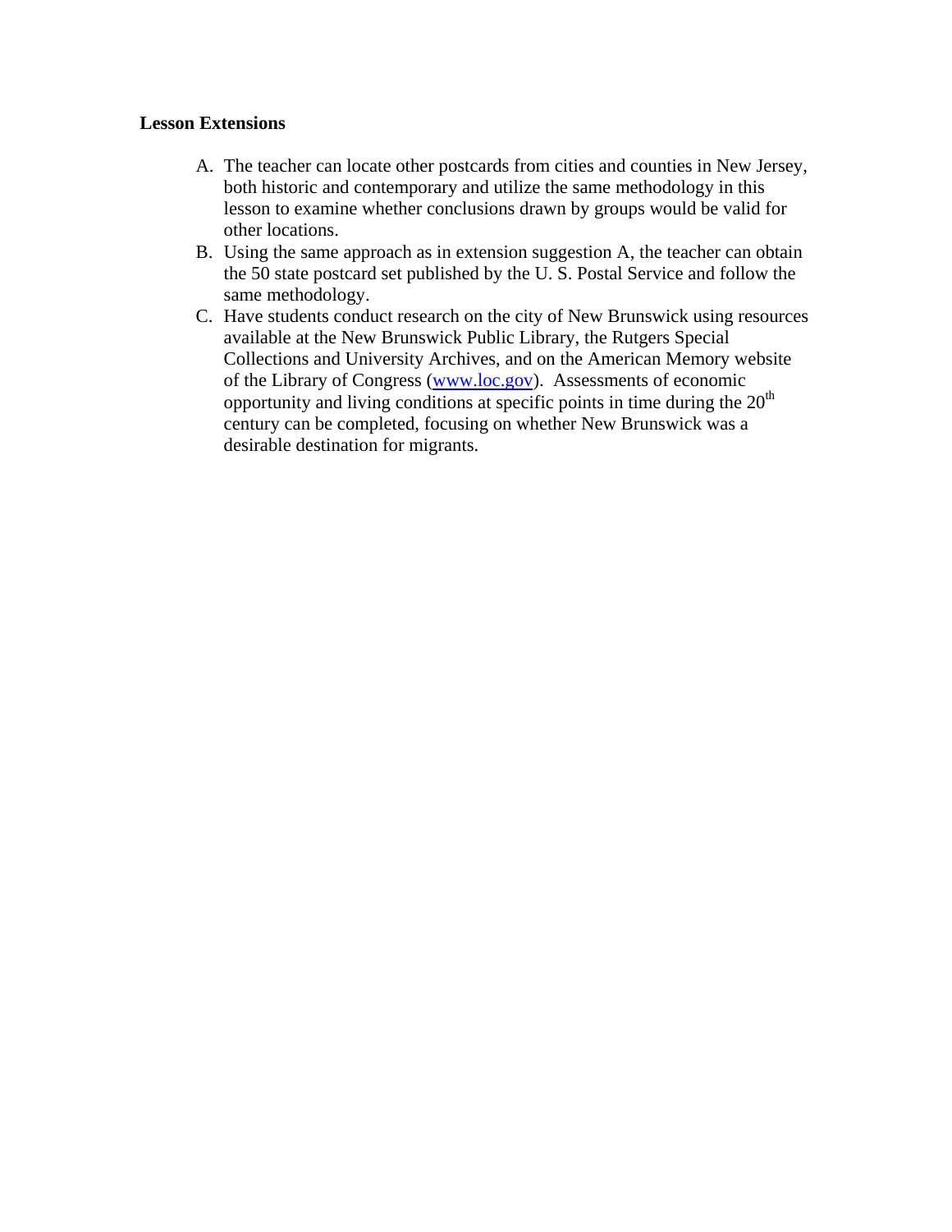**Lesson Extensions**

A. The teacher can locate other postcards from cities and counties in New Jersey, both historic and contemporary and utilize the same methodology in this lesson to examine whether conclusions drawn by groups would be valid for other locations.
B. Using the same approach as in extension suggestion A, the teacher can obtain the 50 state postcard set published by the U. S. Postal Service and follow the same methodology.
C. Have students conduct research on the city of New Brunswick using resources available at the New Brunswick Public Library, the Rutgers Special Collections and University Archives, and on the American Memory website of the Library of Congress (www.loc.gov). Assessments of economic opportunity and living conditions at specific points in time during the 20th century can be completed, focusing on whether New Brunswick was a desirable destination for migrants.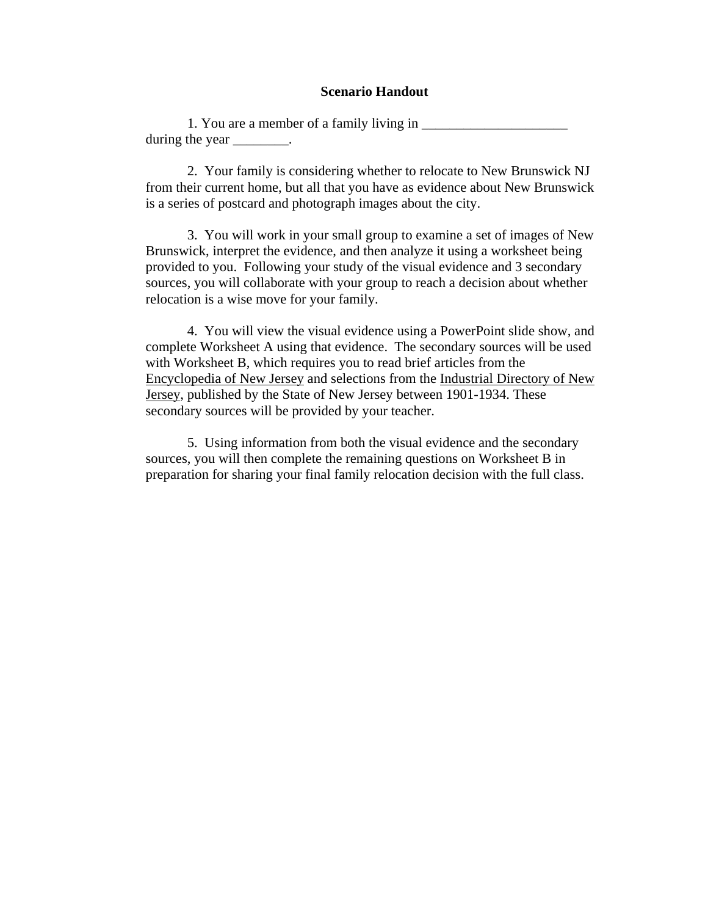**Scenario Handout**

1. You are a member of a family living in ______________________ during the year ________.

2. Your family is considering whether to relocate to New Brunswick NJ from their current home, but all that you have as evidence about New Brunswick is a series of postcard and photograph images about the city.

3. You will work in your small group to examine a set of images of New Brunswick, interpret the evidence, and then analyze it using a worksheet being provided to you. Following your study of the visual evidence and 3 secondary sources, you will collaborate with your group to reach a decision about whether relocation is a wise move for your family.

4. You will view the visual evidence using a PowerPoint slide show, and complete Worksheet A using that evidence. The secondary sources will be used with Worksheet B, which requires you to read brief articles from the <u>Encyclopedia of New Jersey</u> and selections from the <u>Industrial Directory of New Jersey</u>, published by the State of New Jersey between 1901-1934. These secondary sources will be provided by your teacher.

5. Using information from both the visual evidence and the secondary sources, you will then complete the remaining questions on Worksheet B in preparation for sharing your final family relocation decision with the full class.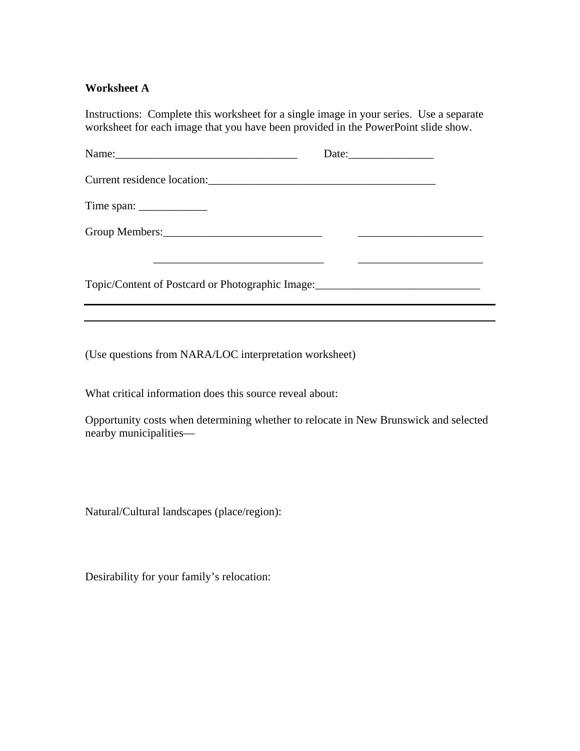**Worksheet A**

Instructions: Complete this worksheet for a single image in your series. Use a separate worksheet for each image that you have been provided in the PowerPoint slide show.

Name:________________________________ Date:_______________

Current residence location:_________________________________________

Time span: ____________

Group Members:____________________________ ______________________

______________________________ ______________________

Topic/Content of Postcard or Photographic Image:_____________________________

---

---

(Use questions from NARA/LOC interpretation worksheet)

What critical information does this source reveal about:

Opportunity costs when determining whether to relocate in New Brunswick and selected nearby municipalities—

Natural/Cultural landscapes (place/region):

Desirability for your family's relocation: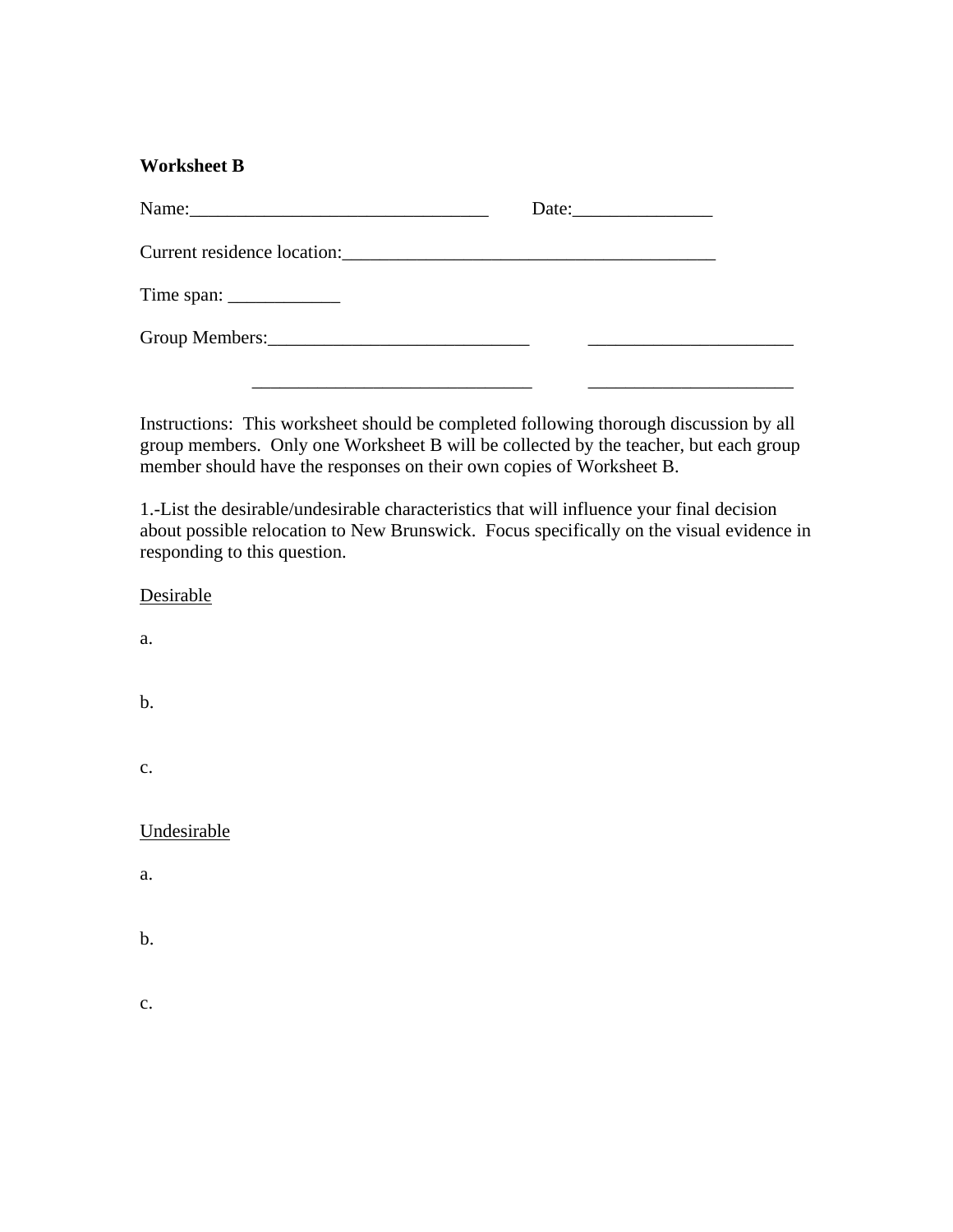**Worksheet B**

Name:________________________________ Date:_______________

Current residence location:________________________________________

Time span: ____________

Group Members:____________________________ ______________________

______________________________ ______________________

Instructions: This worksheet should be completed following thorough discussion by all group members. Only one Worksheet B will be collected by the teacher, but each group member should have the responses on their own copies of Worksheet B.

1.-List the desirable/undesirable characteristics that will influence your final decision about possible relocation to New Brunswick. Focus specifically on the visual evidence in responding to this question.

<u>Desirable</u>

a.

b.

c.

<u>Undesirable</u>

a.

b.

c.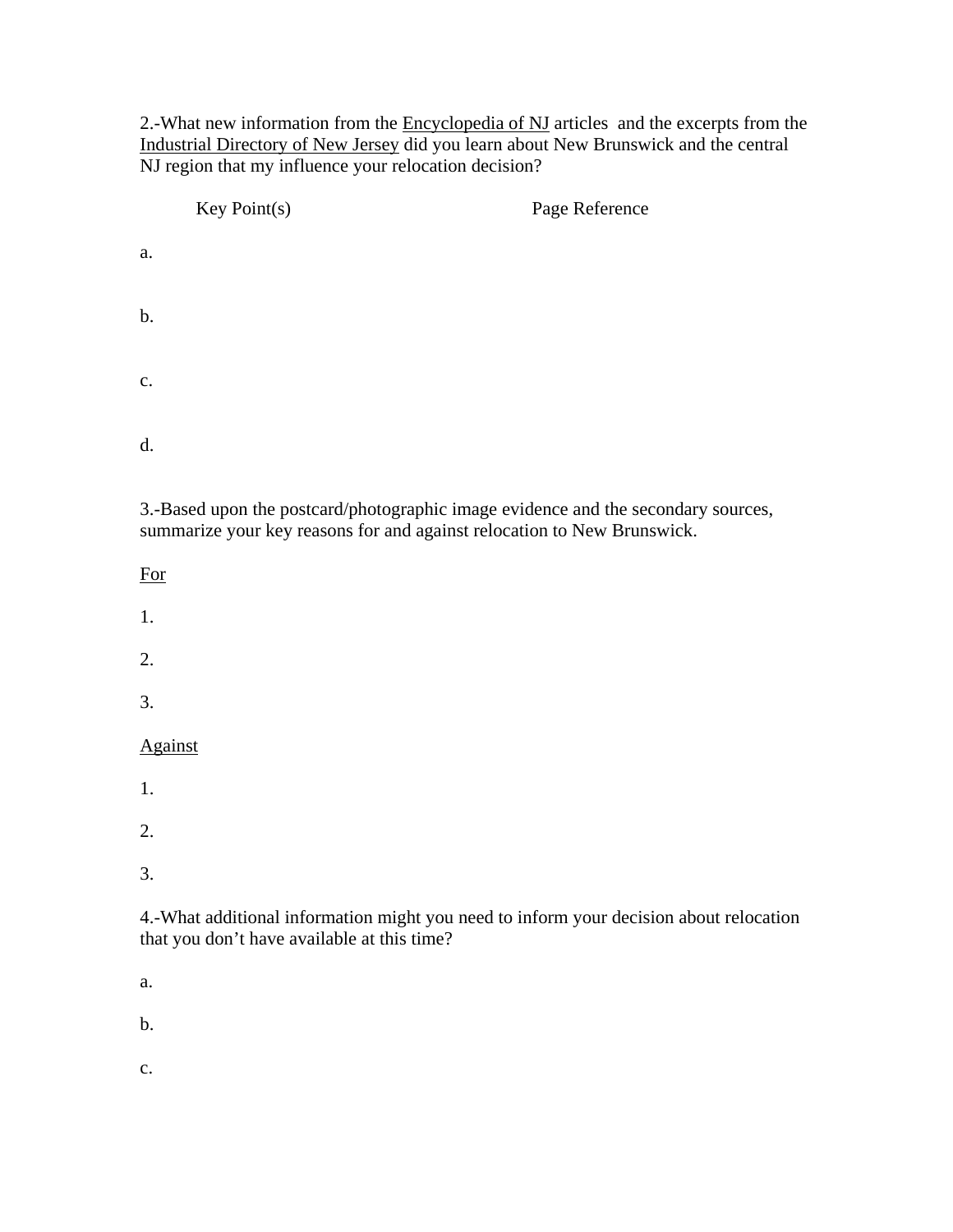2.-What new information from the <u>Encyclopedia of NJ</u> articles and the excerpts from the <u>Industrial Directory of New Jersey</u> did you learn about New Brunswick and the central NJ region that my influence your relocation decision?

Key Point(s) Page Reference

a.

b.

c.

d.

3.-Based upon the postcard/photographic image evidence and the secondary sources, summarize your key reasons for and against relocation to New Brunswick.

<u>For</u>

1.

2.

3.

<u>Against</u>

1.

2.

3.

4.-What additional information might you need to inform your decision about relocation that you don't have available at this time?

a.

b.

c.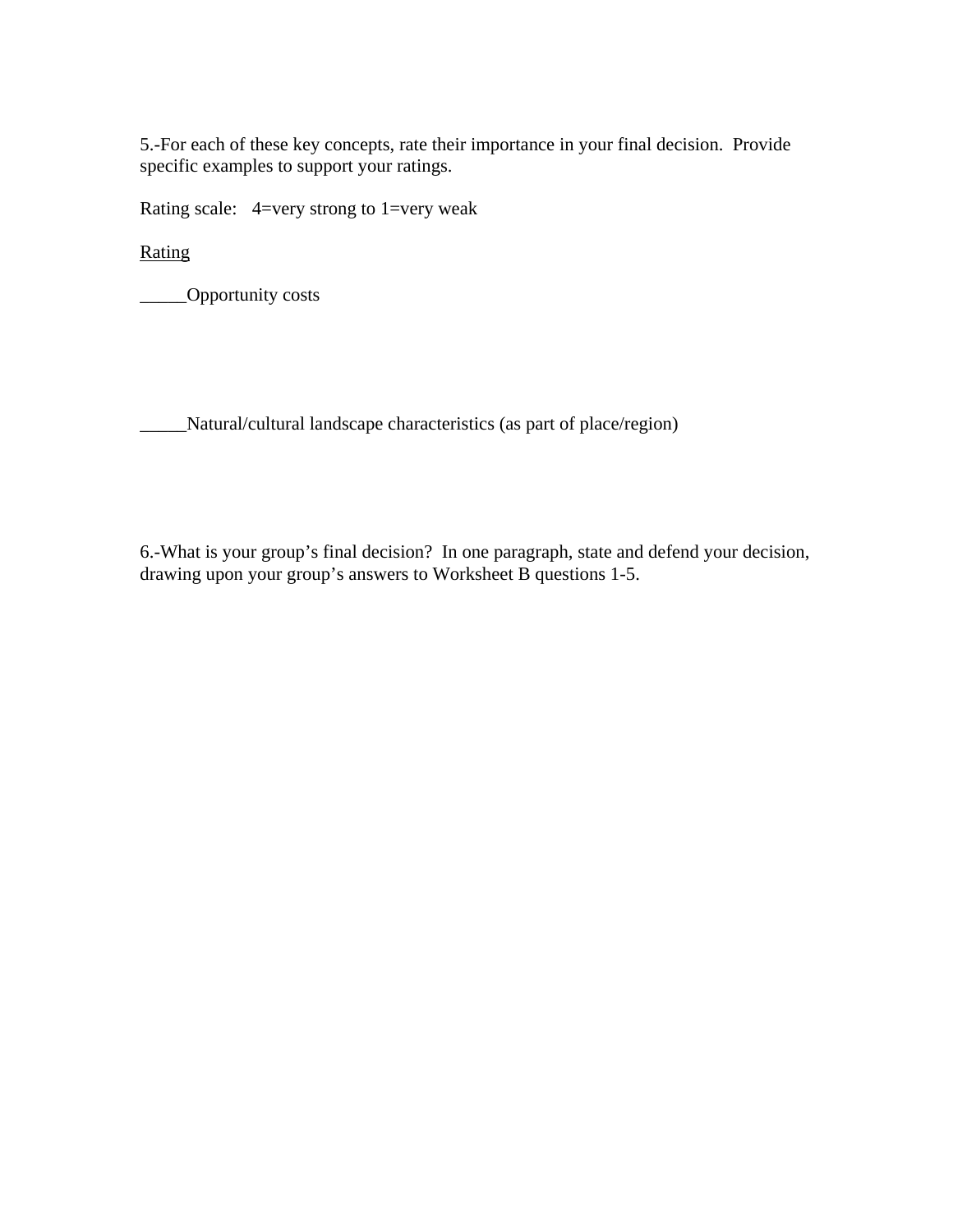5.-For each of these key concepts, rate their importance in your final decision. Provide specific examples to support your ratings.

Rating scale: 4=very strong to 1=very weak

<u>Rating</u>

_____Opportunity costs

_____Natural/cultural landscape characteristics (as part of place/region)

6.-What is your group's final decision? In one paragraph, state and defend your decision, drawing upon your group's answers to Worksheet B questions 1-5.